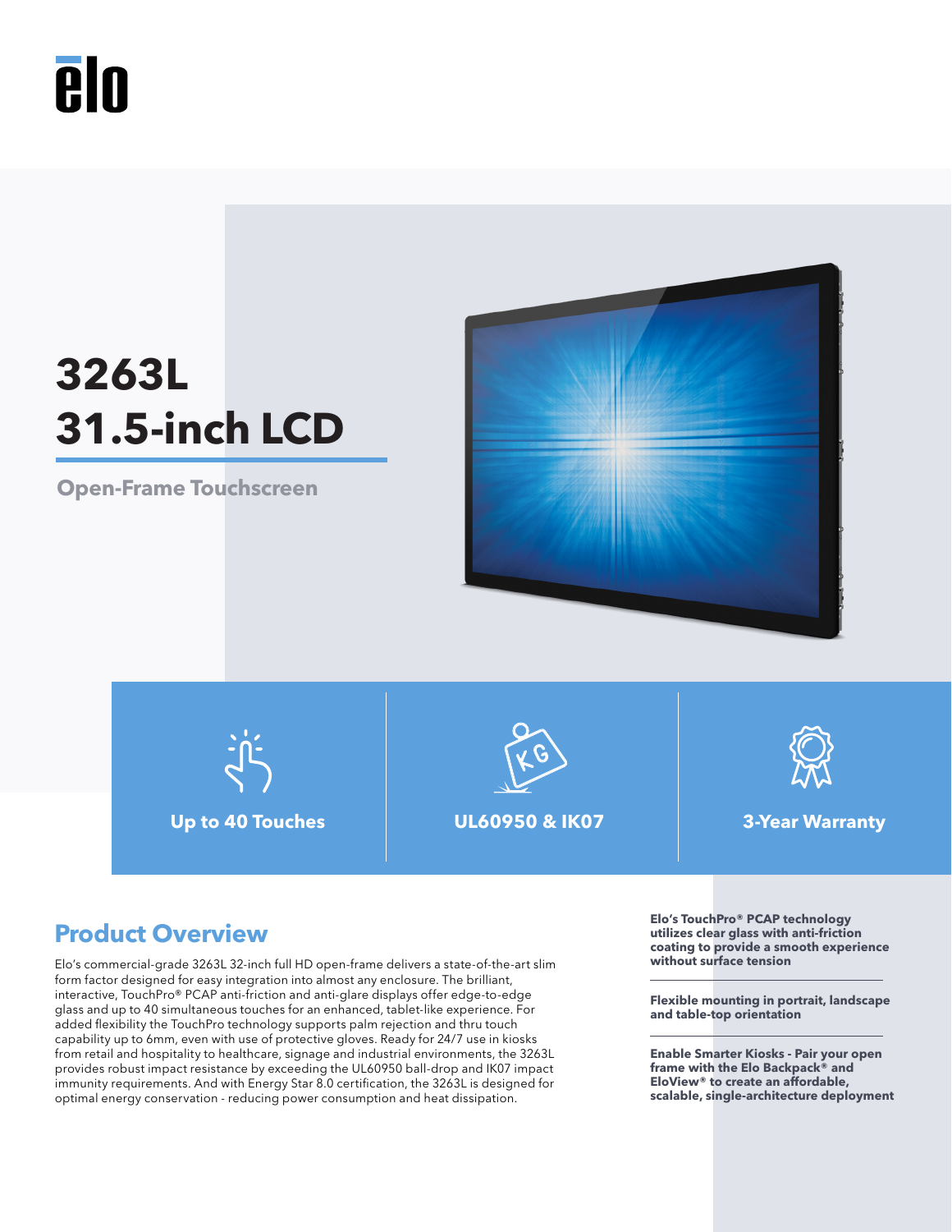elo

# 3263L 31.5-inch LCD

**Open-Frame Touchscreen**

**Up to 40 Touches**

**UL60950 & IK07**

**3-Year Warranty**

## Product Overview

Elo's commercial-grade 3263L 32-inch full HD open-frame delivers a state-of-the-art slim form factor designed for easy integration into almost any enclosure. The brilliant, interactive, TouchPro® PCAP anti-friction and anti-glare displays offer edge-to-edge glass and up to 40 simultaneous touches for an enhanced, tablet-like experience. For added flexibility the TouchPro technology supports palm rejection and thru touch capability up to 6mm, even with use of protective gloves. Ready for 24/7 use in kiosks from retail and hospitality to healthcare, signage and industrial environments, the 3263L provides robust impact resistance by exceeding the UL60950 ball-drop and IK07 impact immunity requirements. And with Energy Star 8.0 certification, the 3263L is designed for optimal energy conservation - reducing power consumption and heat dissipation.

**Elo's TouchPro® PCAP technology utilizes clear glass with anti-friction coating to provide a smooth experience without surface tension**

**Flexible mounting in portrait, landscape and table-top orientation**

**Enable Smarter Kiosks - Pair your open frame with the Elo Backpack® and EloView® to create an affordable, scalable, single-architecture deployment**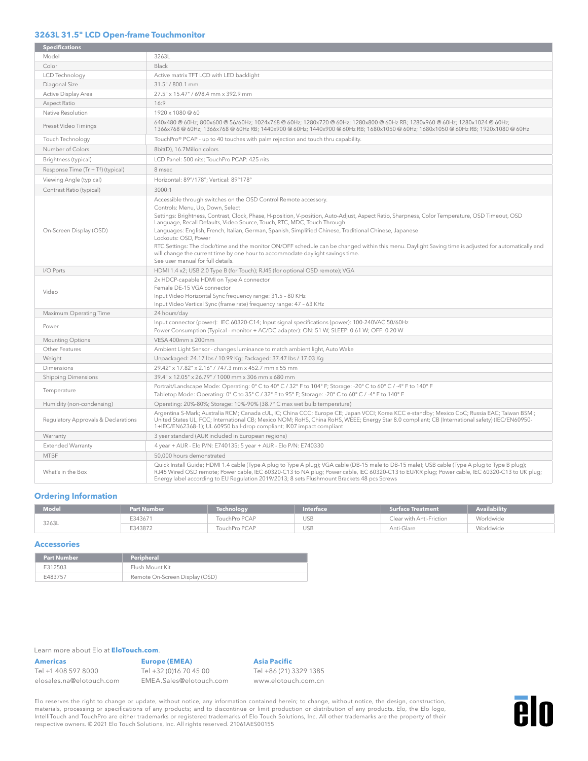## 3263L 31.5" LCD Open-frame Touchmonitor

| Specifications | |
|---|---|
| Model | 3263L |
| Color | Black |
| LCD Technology | Active matrix TFT LCD with LED backlight |
| Diagonal Size | 31.5" / 800.1 mm |
| Active Display Area | 27.5" x 15.47" / 698.4 mm x 392.9 mm |
| Aspect Ratio | 16:9 |
| Native Resolution | 1920 x 1080 @ 60 |
| Preset Video Timings | 640x480 @ 60Hz; 800x600 @ 56/60Hz; 1024x768 @ 60Hz; 1280x720 @ 60Hz; 1280x800 @ 60Hz RB; 1280x960 @ 60Hz; 1280x1024 @ 60Hz; 1366x768 @ 60Hz; 1366x768 @ 60Hz RB; 1440x900 @ 60Hz; 1440x900 @ 60Hz RB; 1680x1050 @ 60Hz; 1680x1050 @ 60Hz RB; 1920x1080 @ 60Hz |
| Touch Technology | TouchPro® PCAP - up to 40 touches with palm rejection and touch thru capability. |
| Number of Colors | 8bit(D), 16.7Millon colors |
| Brightness (typical) | LCD Panel: 500 nits; TouchPro PCAP: 425 nits |
| Response Time (Tr + Tf) (typical) | 8 msec |
| Viewing Angle (typical) | Horizontal: 89°/178°; Vertical: 89°178° |
| Contrast Ratio (typical) | 3000:1 |
| On-Screen Display (OSD) | Accessible through switches on the OSD Control Remote accessory.<br>Controls: Menu, Up, Down, Select<br>Settings: Brightness, Contrast, Clock, Phase, H-position, V-position, Auto-Adjust, Aspect Ratio, Sharpness, Color Temperature, OSD Timeout, OSD Language, Recall Defaults, Video Source, Touch, RTC, MDC, Touch Through<br>Languages: English, French, Italian, German, Spanish, Simplified Chinese, Traditional Chinese, Japanese<br>Lockouts: OSD, Power<br>RTC Settings: The clock/time and the monitor ON/OFF schedule can be changed within this menu. Daylight Saving time is adjusted for automatically and will change the current time by one hour to accommodate daylight savings time.<br>See user manual for full details. |
| I/O Ports | HDMI 1.4 x2; USB 2.0 Type B (for Touch); RJ45 (for optional OSD remote); VGA |
| Video | 2x HDCP-capable HDMI on Type A connector<br>Female DE-15 VGA connector<br>Input Video Horizontal Sync frequency range: 31.5 – 80 KHz<br>Input Video Vertical Sync (frame rate) frequency range: 47 – 63 KHz |
| Maximum Operating Time | 24 hours/day |
| Power | Input connector (power): IEC 60320-C14; Input signal specifications (power): 100-240VAC 50/60Hz<br>Power Consumption (Typical - monitor + AC/DC adapter): ON: 51 W; SLEEP: 0.61 W; OFF: 0.20 W |
| Mounting Options | VESA 400mm x 200mm |
| Other Features | Ambient Light Sensor - changes luminance to match ambient light, Auto Wake |
| Weight | Unpackaged: 24.17 lbs / 10.99 Kg; Packaged: 37.47 lbs / 17.03 Kg |
| Dimensions | 29.42" x 17.82" x 2.16" / 747.3 mm x 452.7 mm x 55 mm |
| Shipping Dimensions | 39.4" x 12.05" x 26.79" / 1000 mm x 306 mm x 680 mm |
| Temperature | Portrait/Landscape Mode: Operating: 0° C to 40° C / 32° F to 104° F; Storage: -20° C to 60° C / -4° F to 140° F<br>Tabletop Mode: Operating: 0° C to 35° C / 32° F to 95° F; Storage: -20° C to 60° C / -4° F to 140° F |
| Humidity (non-condensing) | Operating: 20%-80%; Storage: 10%-90% (38.7° C max wet bulb temperature) |
| Regulatory Approvals & Declarations | Argentina S-Mark; Australia RCM; Canada cUL, IC; China CCC; Europe CE; Japan VCCI; Korea KCC e-standby; Mexico CoC; Russia EAC; Taiwan BSMI; United States UL, FCC; International CB; Mexico NOM; RoHS, China RoHS, WEEE; Energy Star 8.0 compliant; CB (International safety) (IEC/EN60950-1+IEC/EN62368-1); UL 60950 ball-drop compliant; IK07 impact compliant |
| Warranty | 3 year standard (AUR included in European regions) |
| Extended Warranty | 4 year + AUR - Elo P/N: E740135; 5 year + AUR - Elo P/N: E740330 |
| MTBF | 50,000 hours demonstrated |
| What's in the Box | Quick Install Guide; HDMI 1.4 cable (Type A plug to Type A plug); VGA cable (DB-15 male to DB-15 male); USB cable (Type A plug to Type B plug); RJ45 Wired OSD remote; Power cable, IEC 60320-C13 to NA plug; Power cable, IEC 60320-C13 to EU/KR plug; Power cable, IEC 60320-C13 to UK plug; Energy label according to EU Regulation 2019/2013; 8 sets Flushmount Brackets 48 pcs Screws |

## Ordering Information

| Model | Part Number | Technology | Interface | Surface Treatment | Availability |
|---|---|---|---|---|---|
| 3263L | E343671 | TouchPro PCAP | USB | Clear with Anti-Friction | Worldwide |
| | E343872 | TouchPro PCAP | USB | Anti-Glare | Worldwide |

## Accessories

| Part Number | Peripheral |
|---|---|
| E312503 | Flush Mount Kit |
| E483757 | Remote On-Screen Display (OSD) |

Learn more about Elo at **EloTouch.com**.

**Americas**
Tel +1 408 597 8000
elosales.na@elotouch.com

**Europe (EMEA)**
Tel +32 (0)16 70 45 00
EMEA.Sales@elotouch.com

**Asia Pacific**
Tel +86 (21) 3329 1385
www.elotouch.com.cn

Elo reserves the right to change or update, without notice, any information contained herein; to change, without notice, the design, construction, materials, processing or specifications of any products; and to discontinue or limit production or distribution of any products. Elo, the Elo logo, IntelliTouch and TouchPro are either trademarks or registered trademarks of Elo Touch Solutions, Inc. All other trademarks are the property of their respective owners. © 2021 Elo Touch Solutions, Inc. All rights reserved. 21061AES00155